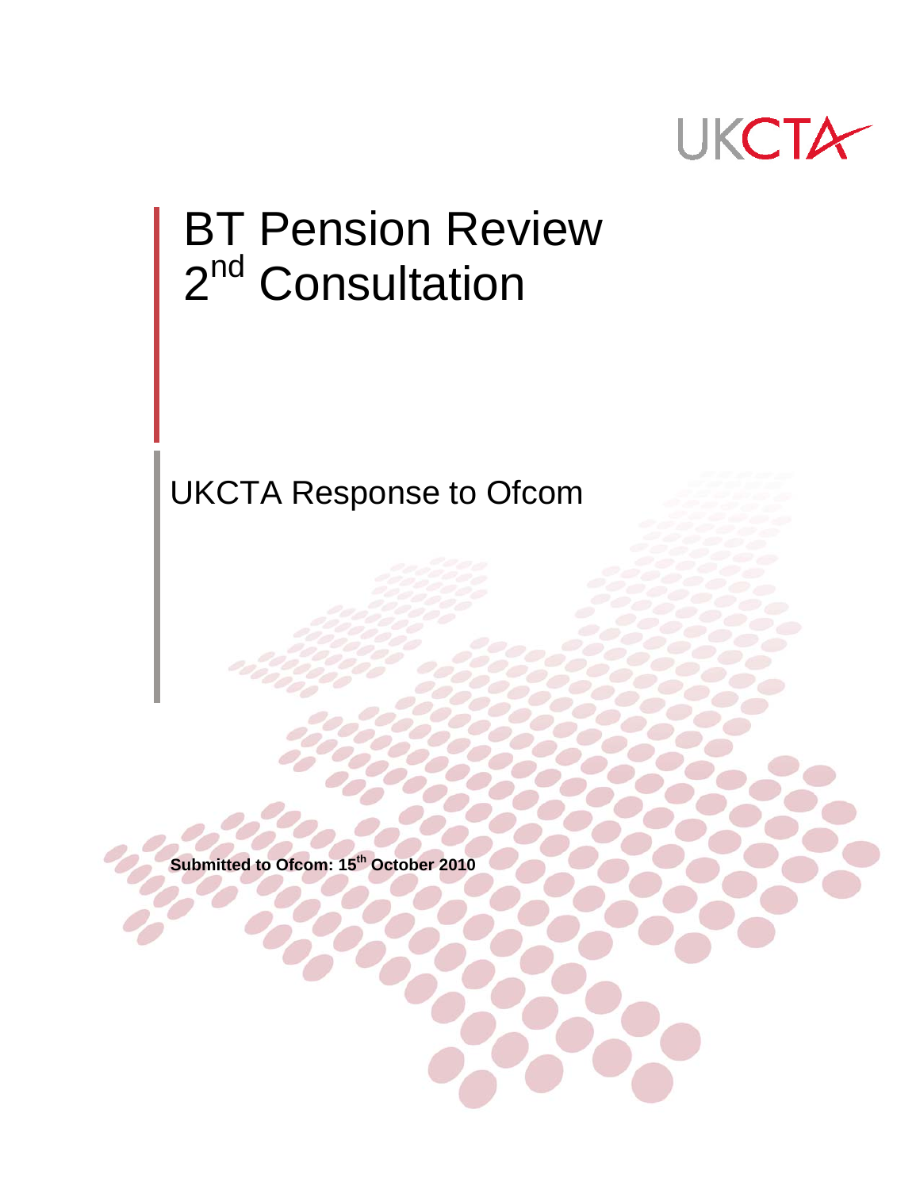UKCTA

# BT Pension Review 2nd Consultation

## UKCTA Response to Ofcom

**Submitted to Ofcom: 15th October 2010**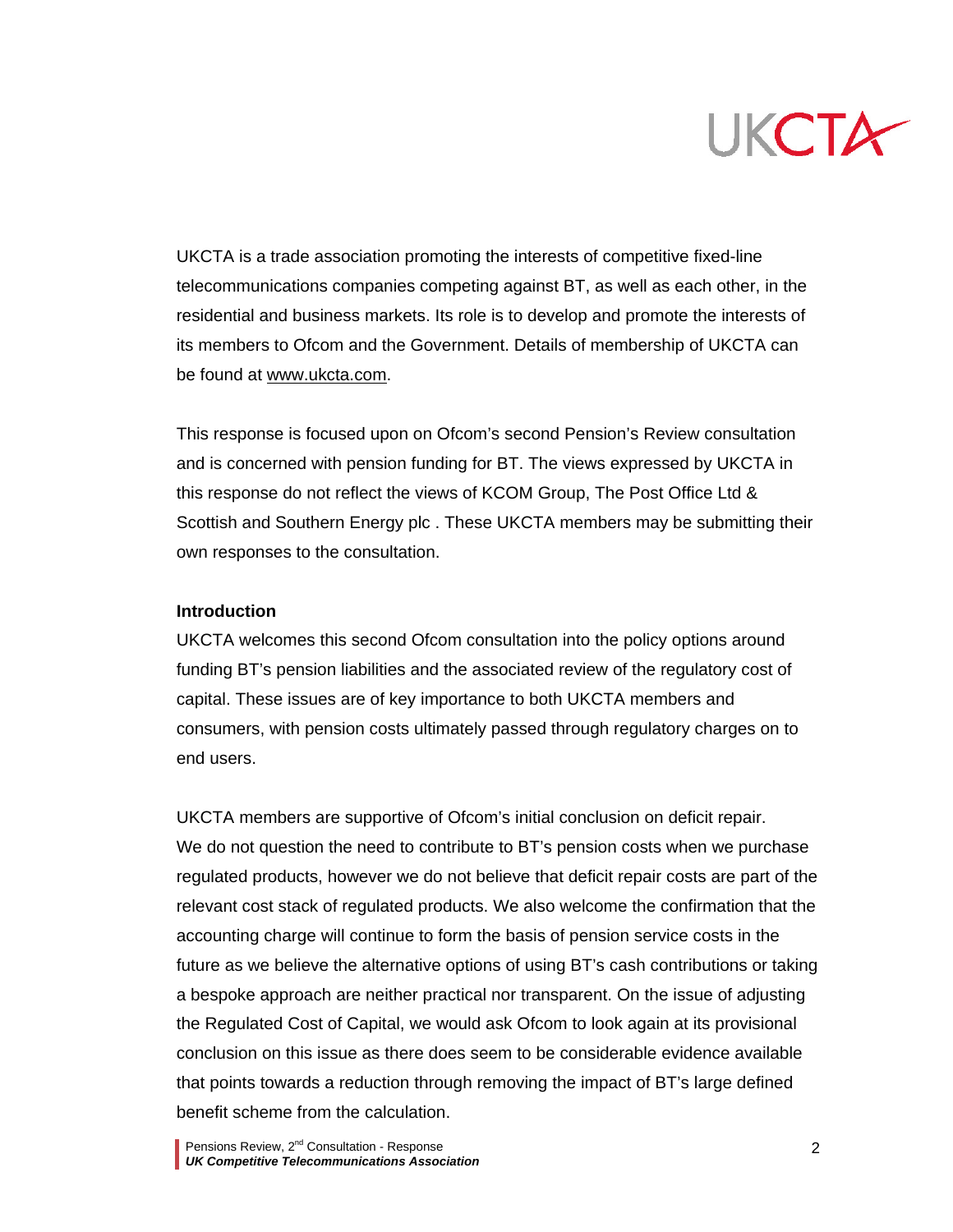UKCTA is a trade association promoting the interests of competitive fixed-line telecommunications companies competing against BT, as well as each other, in the residential and business markets. Its role is to develop and promote the interests of its members to Ofcom and the Government. Details of membership of UKCTA can be found at www.ukcta.com.

This response is focused upon on Ofcom's second Pension's Review consultation and is concerned with pension funding for BT. The views expressed by UKCTA in this response do not reflect the views of KCOM Group, The Post Office Ltd & Scottish and Southern Energy plc . These UKCTA members may be submitting their own responses to the consultation.

**Introduction**

UKCTA welcomes this second Ofcom consultation into the policy options around funding BT's pension liabilities and the associated review of the regulatory cost of capital. These issues are of key importance to both UKCTA members and consumers, with pension costs ultimately passed through regulatory charges on to end users.

UKCTA members are supportive of Ofcom's initial conclusion on deficit repair. We do not question the need to contribute to BT's pension costs when we purchase regulated products, however we do not believe that deficit repair costs are part of the relevant cost stack of regulated products. We also welcome the confirmation that the accounting charge will continue to form the basis of pension service costs in the future as we believe the alternative options of using BT's cash contributions or taking a bespoke approach are neither practical nor transparent. On the issue of adjusting the Regulated Cost of Capital, we would ask Ofcom to look again at its provisional conclusion on this issue as there does seem to be considerable evidence available that points towards a reduction through removing the impact of BT's large defined benefit scheme from the calculation.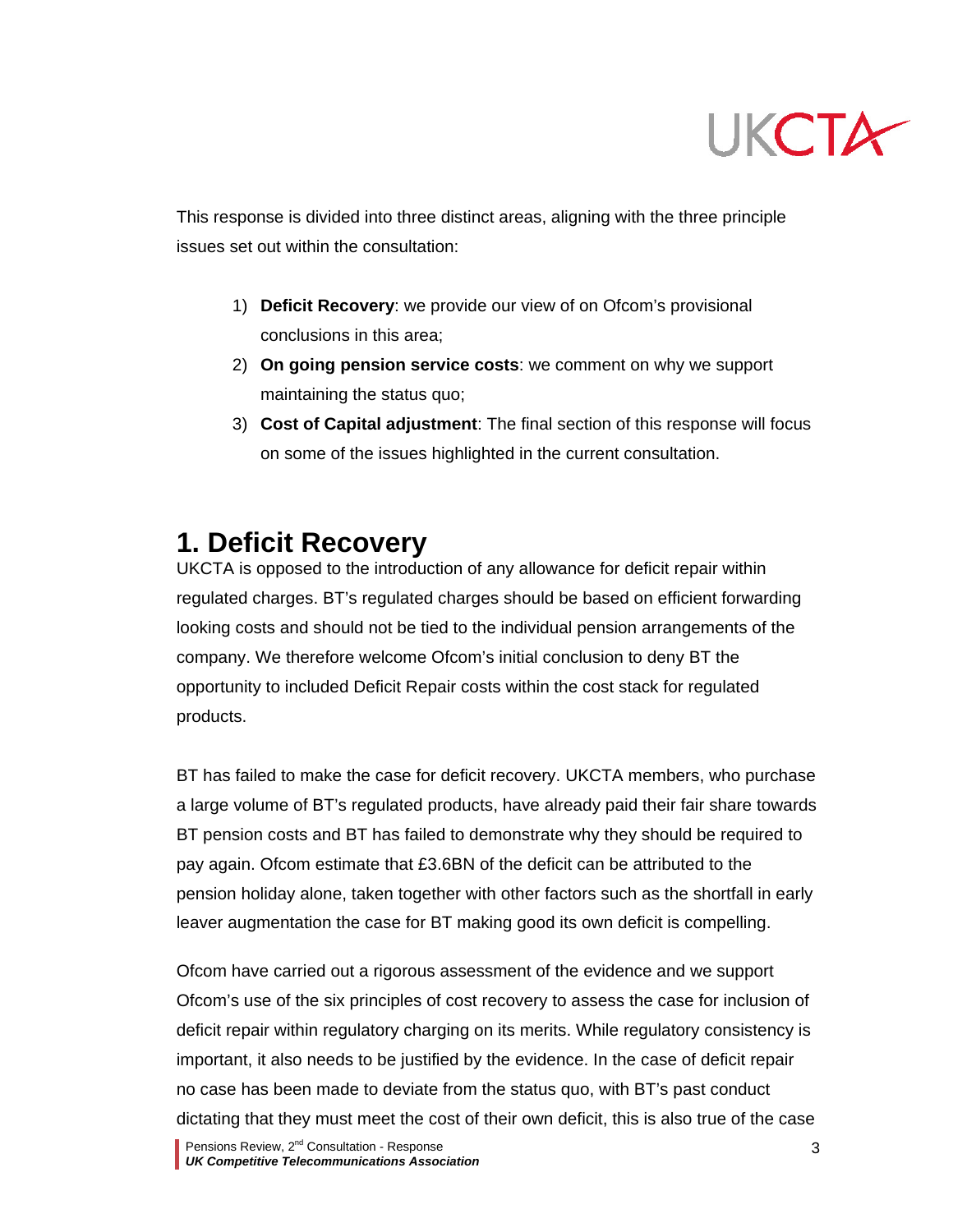This response is divided into three distinct areas, aligning with the three principle issues set out within the consultation:

1) **Deficit Recovery**: we provide our view of on Ofcom's provisional conclusions in this area;
2) **On going pension service costs**: we comment on why we support maintaining the status quo;
3) **Cost of Capital adjustment**: The final section of this response will focus on some of the issues highlighted in the current consultation.

# 1. Deficit Recovery

UKCTA is opposed to the introduction of any allowance for deficit repair within regulated charges. BT's regulated charges should be based on efficient forwarding looking costs and should not be tied to the individual pension arrangements of the company. We therefore welcome Ofcom's initial conclusion to deny BT the opportunity to included Deficit Repair costs within the cost stack for regulated products.

BT has failed to make the case for deficit recovery. UKCTA members, who purchase a large volume of BT's regulated products, have already paid their fair share towards BT pension costs and BT has failed to demonstrate why they should be required to pay again. Ofcom estimate that £3.6BN of the deficit can be attributed to the pension holiday alone, taken together with other factors such as the shortfall in early leaver augmentation the case for BT making good its own deficit is compelling.

Ofcom have carried out a rigorous assessment of the evidence and we support Ofcom's use of the six principles of cost recovery to assess the case for inclusion of deficit repair within regulatory charging on its merits. While regulatory consistency is important, it also needs to be justified by the evidence. In the case of deficit repair no case has been made to deviate from the status quo, with BT's past conduct dictating that they must meet the cost of their own deficit, this is also true of the case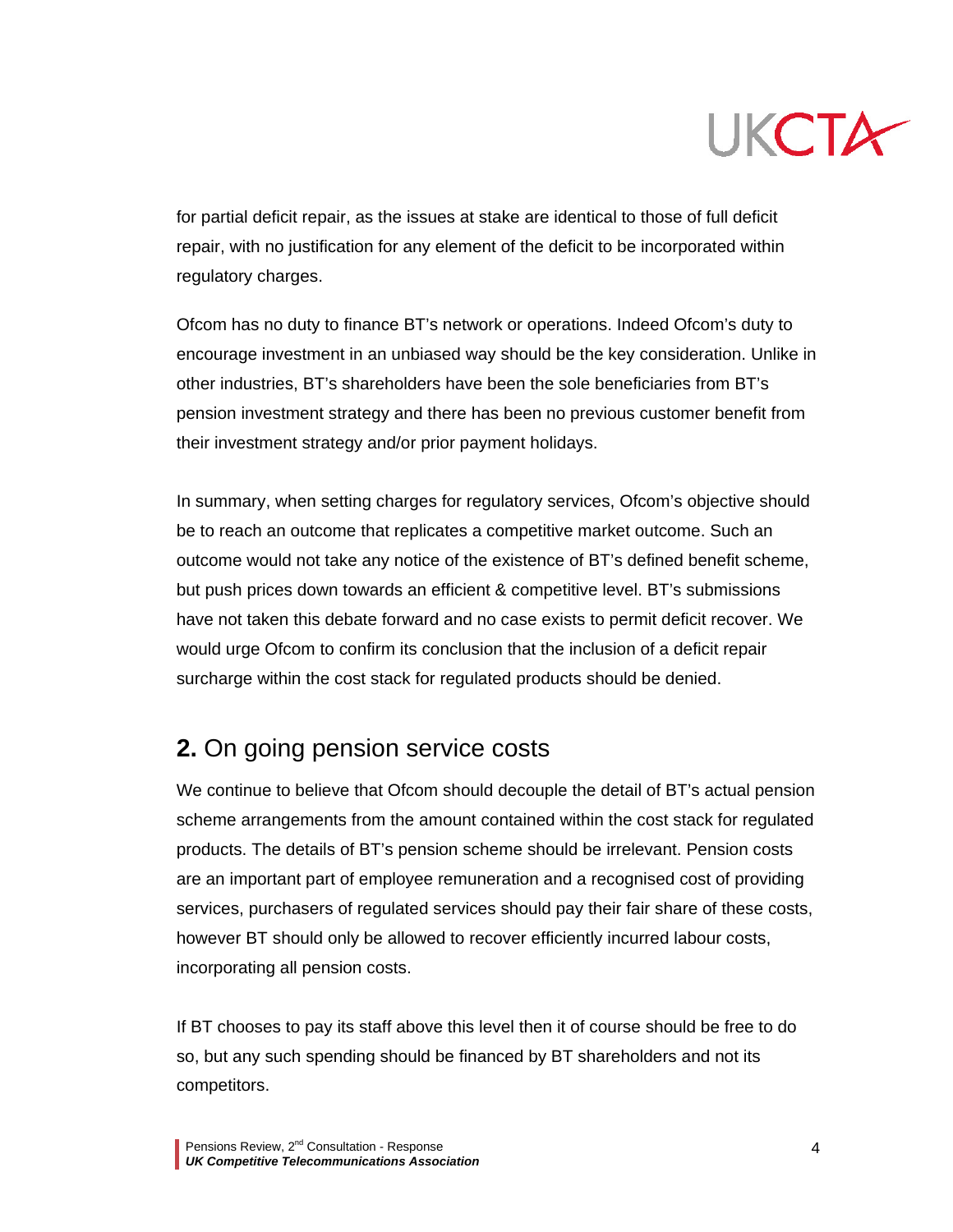for partial deficit repair, as the issues at stake are identical to those of full deficit repair, with no justification for any element of the deficit to be incorporated within regulatory charges.

Ofcom has no duty to finance BT's network or operations. Indeed Ofcom's duty to encourage investment in an unbiased way should be the key consideration. Unlike in other industries, BT's shareholders have been the sole beneficiaries from BT's pension investment strategy and there has been no previous customer benefit from their investment strategy and/or prior payment holidays.

In summary, when setting charges for regulatory services, Ofcom's objective should be to reach an outcome that replicates a competitive market outcome. Such an outcome would not take any notice of the existence of BT's defined benefit scheme, but push prices down towards an efficient & competitive level. BT's submissions have not taken this debate forward and no case exists to permit deficit recover. We would urge Ofcom to confirm its conclusion that the inclusion of a deficit repair surcharge within the cost stack for regulated products should be denied.

## **2.** On going pension service costs

We continue to believe that Ofcom should decouple the detail of BT's actual pension scheme arrangements from the amount contained within the cost stack for regulated products. The details of BT's pension scheme should be irrelevant. Pension costs are an important part of employee remuneration and a recognised cost of providing services, purchasers of regulated services should pay their fair share of these costs, however BT should only be allowed to recover efficiently incurred labour costs, incorporating all pension costs.

If BT chooses to pay its staff above this level then it of course should be free to do so, but any such spending should be financed by BT shareholders and not its competitors.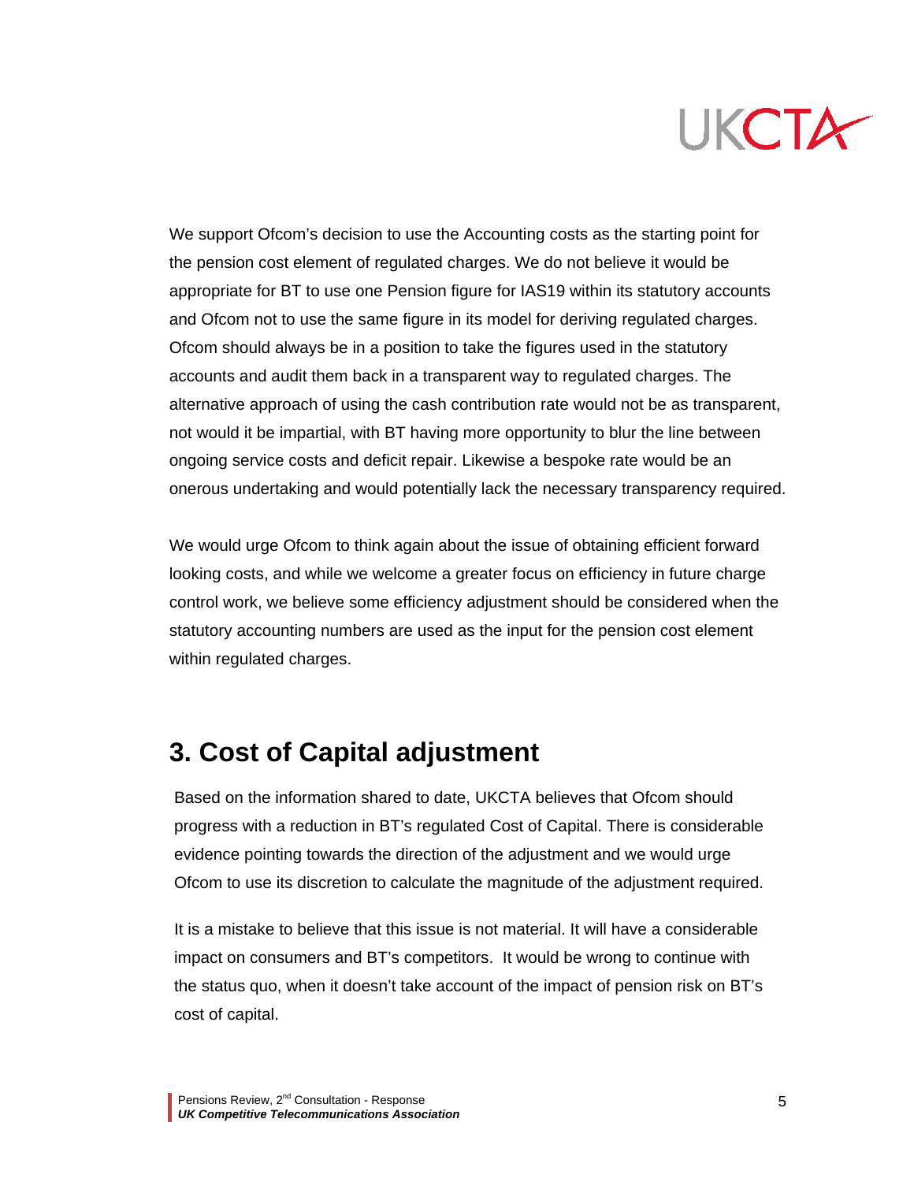We support Ofcom's decision to use the Accounting costs as the starting point for the pension cost element of regulated charges. We do not believe it would be appropriate for BT to use one Pension figure for IAS19 within its statutory accounts and Ofcom not to use the same figure in its model for deriving regulated charges. Ofcom should always be in a position to take the figures used in the statutory accounts and audit them back in a transparent way to regulated charges. The alternative approach of using the cash contribution rate would not be as transparent, not would it be impartial, with BT having more opportunity to blur the line between ongoing service costs and deficit repair. Likewise a bespoke rate would be an onerous undertaking and would potentially lack the necessary transparency required.

We would urge Ofcom to think again about the issue of obtaining efficient forward looking costs, and while we welcome a greater focus on efficiency in future charge control work, we believe some efficiency adjustment should be considered when the statutory accounting numbers are used as the input for the pension cost element within regulated charges.

## 3. Cost of Capital adjustment

Based on the information shared to date, UKCTA believes that Ofcom should progress with a reduction in BT's regulated Cost of Capital. There is considerable evidence pointing towards the direction of the adjustment and we would urge Ofcom to use its discretion to calculate the magnitude of the adjustment required.

It is a mistake to believe that this issue is not material. It will have a considerable impact on consumers and BT's competitors. It would be wrong to continue with the status quo, when it doesn't take account of the impact of pension risk on BT's cost of capital.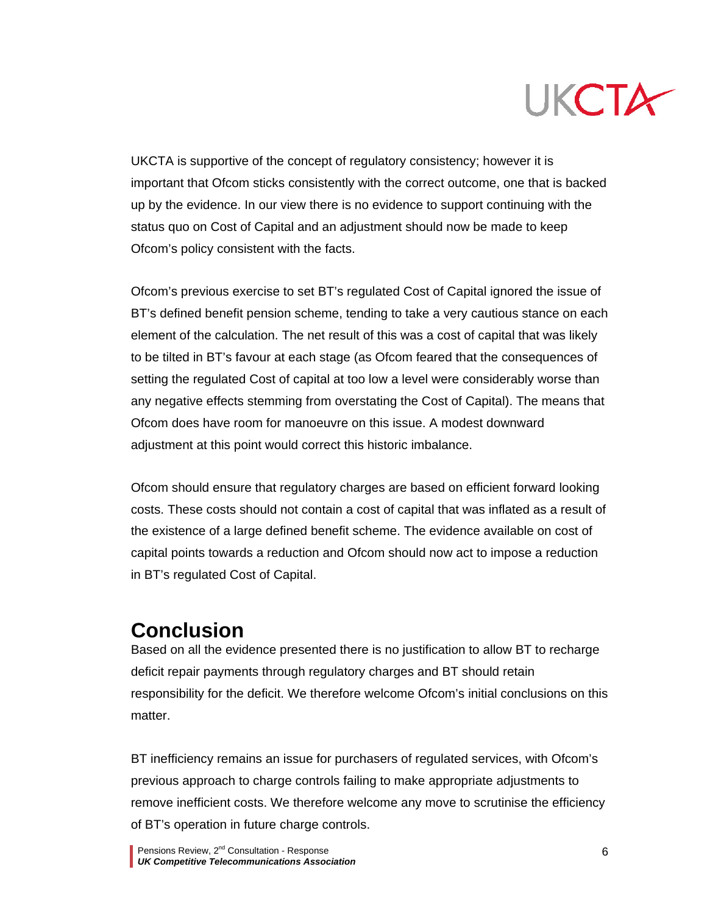UKCTA is supportive of the concept of regulatory consistency; however it is important that Ofcom sticks consistently with the correct outcome, one that is backed up by the evidence. In our view there is no evidence to support continuing with the status quo on Cost of Capital and an adjustment should now be made to keep Ofcom's policy consistent with the facts.

Ofcom's previous exercise to set BT's regulated Cost of Capital ignored the issue of BT's defined benefit pension scheme, tending to take a very cautious stance on each element of the calculation. The net result of this was a cost of capital that was likely to be tilted in BT's favour at each stage (as Ofcom feared that the consequences of setting the regulated Cost of capital at too low a level were considerably worse than any negative effects stemming from overstating the Cost of Capital). The means that Ofcom does have room for manoeuvre on this issue. A modest downward adjustment at this point would correct this historic imbalance.

Ofcom should ensure that regulatory charges are based on efficient forward looking costs. These costs should not contain a cost of capital that was inflated as a result of the existence of a large defined benefit scheme. The evidence available on cost of capital points towards a reduction and Ofcom should now act to impose a reduction in BT's regulated Cost of Capital.

## Conclusion

Based on all the evidence presented there is no justification to allow BT to recharge deficit repair payments through regulatory charges and BT should retain responsibility for the deficit. We therefore welcome Ofcom's initial conclusions on this matter.

BT inefficiency remains an issue for purchasers of regulated services, with Ofcom's previous approach to charge controls failing to make appropriate adjustments to remove inefficient costs. We therefore welcome any move to scrutinise the efficiency of BT's operation in future charge controls.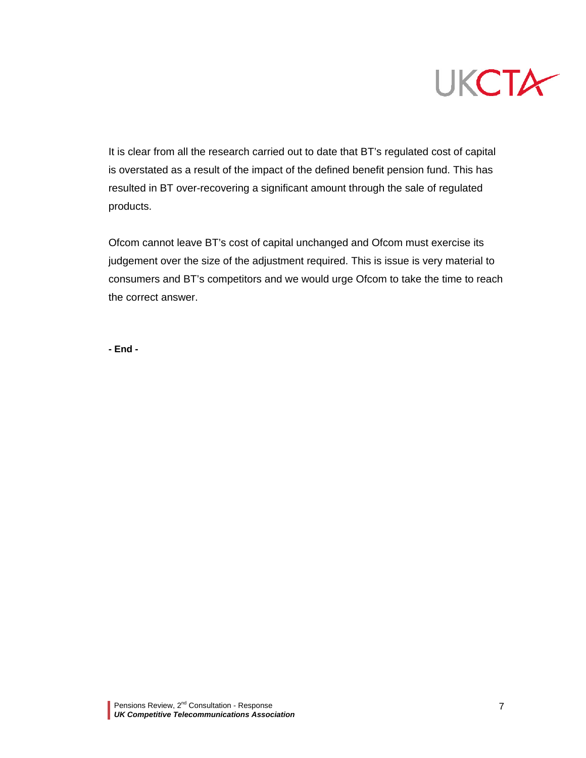It is clear from all the research carried out to date that BT's regulated cost of capital is overstated as a result of the impact of the defined benefit pension fund. This has resulted in BT over-recovering a significant amount through the sale of regulated products.

Ofcom cannot leave BT's cost of capital unchanged and Ofcom must exercise its judgement over the size of the adjustment required. This is issue is very material to consumers and BT's competitors and we would urge Ofcom to take the time to reach the correct answer.

**- End -**